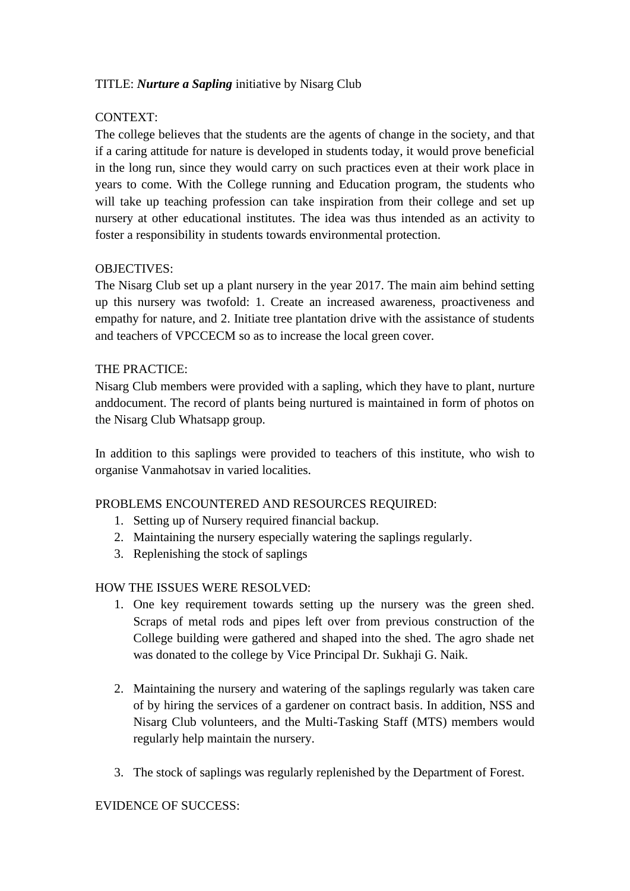TITLE: ***Nurture a Sapling*** initiative by Nisarg Club

CONTEXT:

The college believes that the students are the agents of change in the society, and that if a caring attitude for nature is developed in students today, it would prove beneficial in the long run, since they would carry on such practices even at their work place in years to come. With the College running and Education program, the students who will take up teaching profession can take inspiration from their college and set up nursery at other educational institutes. The idea was thus intended as an activity to foster a responsibility in students towards environmental protection.

OBJECTIVES:

The Nisarg Club set up a plant nursery in the year 2017. The main aim behind setting up this nursery was twofold: 1. Create an increased awareness, proactiveness and empathy for nature, and 2. Initiate tree plantation drive with the assistance of students and teachers of VPCCECM so as to increase the local green cover.

THE PRACTICE:

Nisarg Club members were provided with a sapling, which they have to plant, nurture anddocument. The record of plants being nurtured is maintained in form of photos on the Nisarg Club Whatsapp group.

In addition to this saplings were provided to teachers of this institute, who wish to organise Vanmahotsav in varied localities.

PROBLEMS ENCOUNTERED AND RESOURCES REQUIRED:

1. Setting up of Nursery required financial backup.
2. Maintaining the nursery especially watering the saplings regularly.
3. Replenishing the stock of saplings

HOW THE ISSUES WERE RESOLVED:

1. One key requirement towards setting up the nursery was the green shed. Scraps of metal rods and pipes left over from previous construction of the College building were gathered and shaped into the shed. The agro shade net was donated to the college by Vice Principal Dr. Sukhaji G. Naik.

2. Maintaining the nursery and watering of the saplings regularly was taken care of by hiring the services of a gardener on contract basis. In addition, NSS and Nisarg Club volunteers, and the Multi-Tasking Staff (MTS) members would regularly help maintain the nursery.

3. The stock of saplings was regularly replenished by the Department of Forest.

EVIDENCE OF SUCCESS: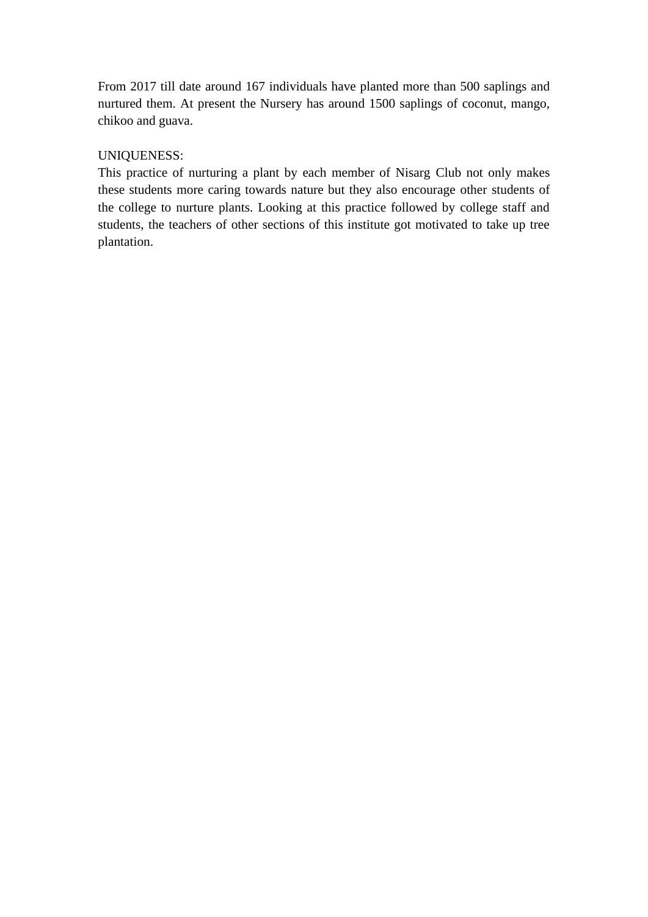From 2017 till date around 167 individuals have planted more than 500 saplings and nurtured them. At present the Nursery has around 1500 saplings of coconut, mango, chikoo and guava.

UNIQUENESS:

This practice of nurturing a plant by each member of Nisarg Club not only makes these students more caring towards nature but they also encourage other students of the college to nurture plants. Looking at this practice followed by college staff and students, the teachers of other sections of this institute got motivated to take up tree plantation.